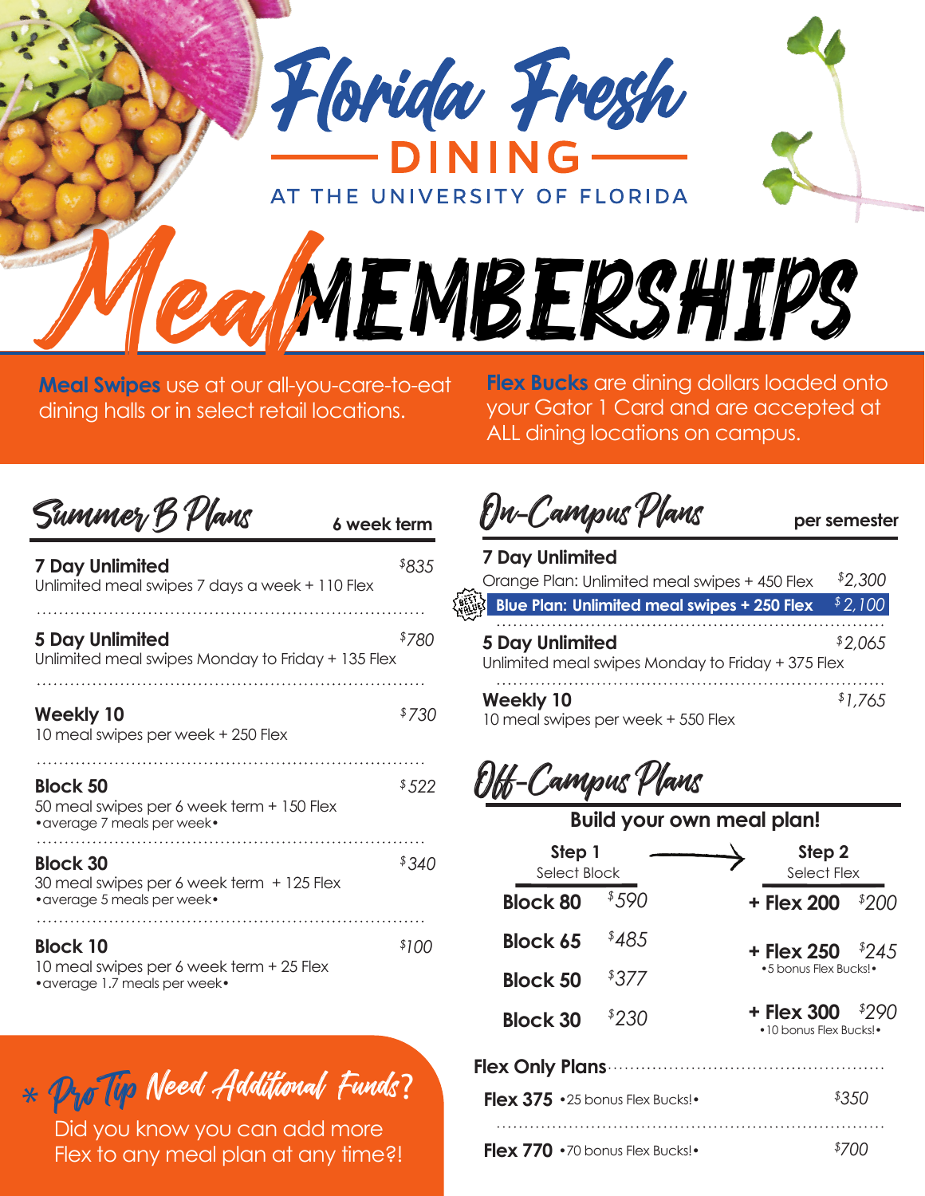# Florida Fresh DINING

AT THE UNIVERSITY OF FLORIDA

# Meal MEMBERSHIPS

**Meal Swipes** use at our all-you-care-to-eat dining halls or in select retail locations.

**Flex Bucks** are dining dollars loaded onto your Gator 1 Card and are accepted at ALL dining locations on campus.

## Summer B Plans

**6 week term**

**7 Day Unlimited** — $835
Unlimited meal swipes 7 days a week + 110 Flex

**5 Day Unlimited** — $780
Unlimited meal swipes Monday to Friday + 135 Flex

**Weekly 10** — $730
10 meal swipes per week + 250 Flex

**Block 50** — $522
50 meal swipes per 6 week term + 150 Flex
•average 7 meals per week•

**Block 30** — $340
30 meal swipes per 6 week term + 125 Flex
•average 5 meals per week•

**Block 10** — $100
10 meal swipes per 6 week term + 25 Flex
•average 1.7 meals per week•

## On-Campus Plans

**per semester**

**7 Day Unlimited**
Orange Plan: Unlimited meal swipes + 450 Flex — $2,300
BEST VALUE **Blue Plan: Unlimited meal swipes + 250 Flex** — $2,100

**5 Day Unlimited** — $2,065
Unlimited meal swipes Monday to Friday + 375 Flex

**Weekly 10** — $1,765
10 meal swipes per week + 550 Flex

## Off-Campus Plans

**Build your own meal plan!**

| Step 1 Select Block | | Step 2 Select Flex | |
|---|---|---|---|
| **Block 80** | $590 | **+ Flex 200** | $200 |
| **Block 65** | $485 | **+ Flex 250** •5 bonus Flex Bucks!• | $245 |
| **Block 50** | $377 | | |
| **Block 30** | $230 | **+ Flex 300** •10 bonus Flex Bucks!• | $290 |

**Flex Only Plans**

**Flex 375** •25 bonus Flex Bucks!• — $350

**Flex 770** •70 bonus Flex Bucks!• — $700

## * Pro Tip Need Additional Funds?

Did you know you can add more Flex to any meal plan at any time?!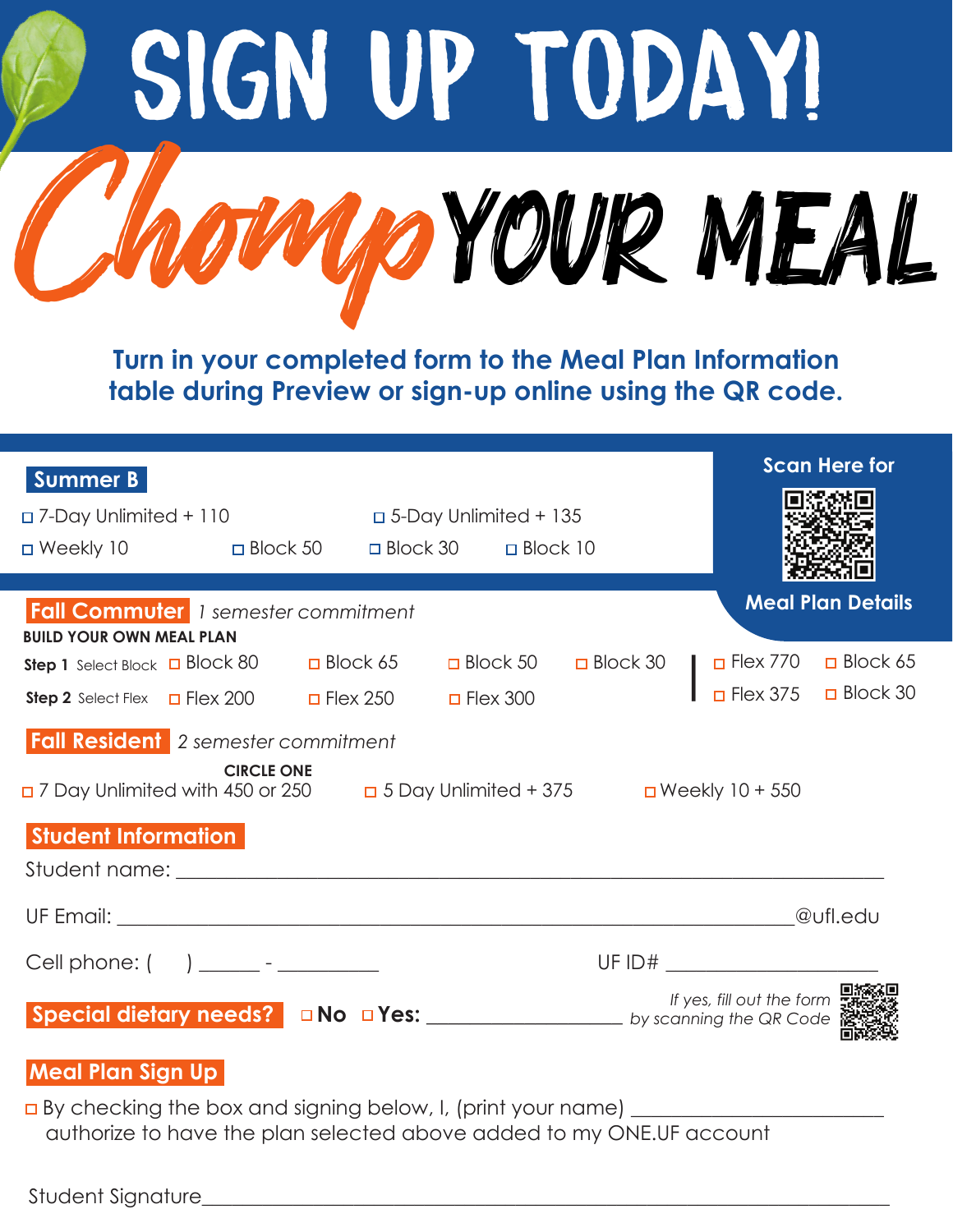# SIGN UP TODAY!

# Chomp YOUR MEAL

**Turn in your completed form to the Meal Plan Information table during Preview or sign-up online using the QR code.**

## Summer B

- ☐ 7-Day Unlimited + 110
- ☐ 5-Day Unlimited + 135
- ☐ Weekly 10
- ☐ Block 50
- ☐ Block 30
- ☐ Block 10

**Scan Here for Meal Plan Details**

## Fall Commuter

*1 semester commitment*

**BUILD YOUR OWN MEAL PLAN**

**Step 1** Select Block ☐ Block 80 ☐ Block 65 ☐ Block 50 ☐ Block 30

**Step 2** Select Flex ☐ Flex 200 ☐ Flex 250 ☐ Flex 300

☐ Flex 770 ☐ Block 65

☐ Flex 375 ☐ Block 30

## Fall Resident

*2 semester commitment*

- ☐ 7 Day Unlimited with 450 or 250 (**CIRCLE ONE**)
- ☐ 5 Day Unlimited + 375
- ☐ Weekly 10 + 550

## Student Information

Student name: ______________________________________________

UF Email: ______________________________________________@ufl.edu

Cell phone: (     ) ______ - __________ UF ID# ____________________

## Special dietary needs?

☐ **No** ☐ **Yes:** ____________________

*If yes, fill out the form by scanning the QR Code*

## Meal Plan Sign Up

☐ By checking the box and signing below, I, (print your name) ________________________ authorize to have the plan selected above added to my ONE.UF account

Student Signature______________________________________________